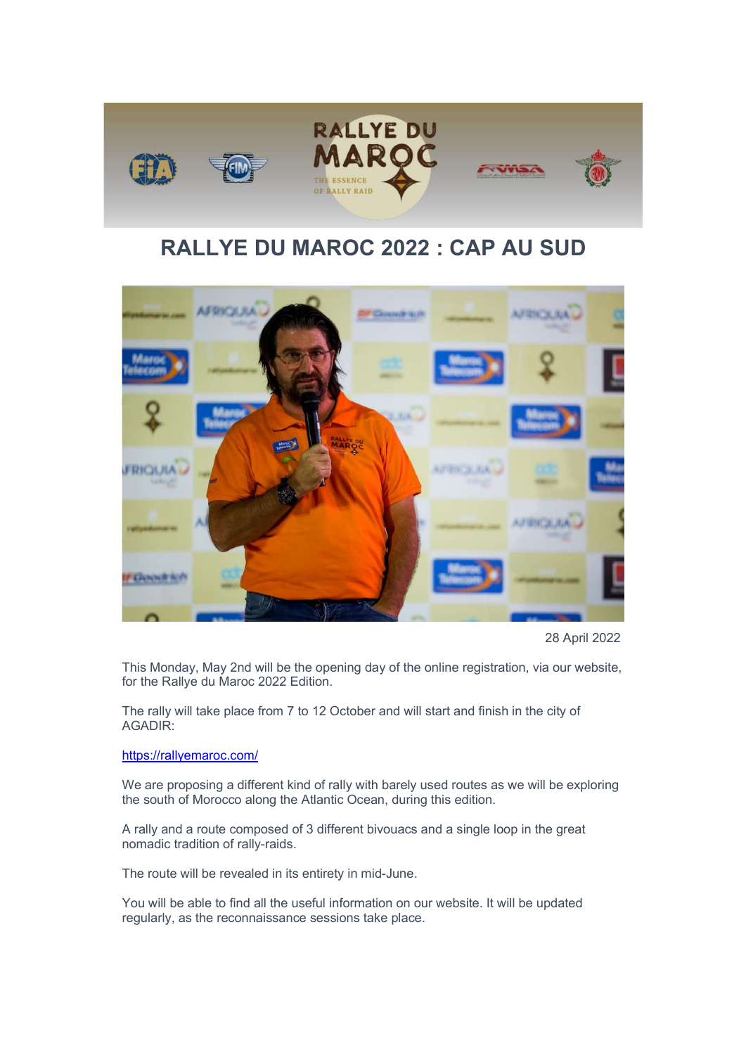# RALLYE DU MAROC 2022 : CAP AU SUD

28 April 2022

This Monday, May 2nd will be the opening day of the online registration, via our website, for the Rallye du Maroc 2022 Edition.

The rally will take place from 7 to 12 October and will start and finish in the city of AGADIR:

https://rallyemaroc.com/

We are proposing a different kind of rally with barely used routes as we will be exploring the south of Morocco along the Atlantic Ocean, during this edition.

A rally and a route composed of 3 different bivouacs and a single loop in the great nomadic tradition of rally-raids.

The route will be revealed in its entirety in mid-June.

You will be able to find all the useful information on our website. It will be updated regularly, as the reconnaissance sessions take place.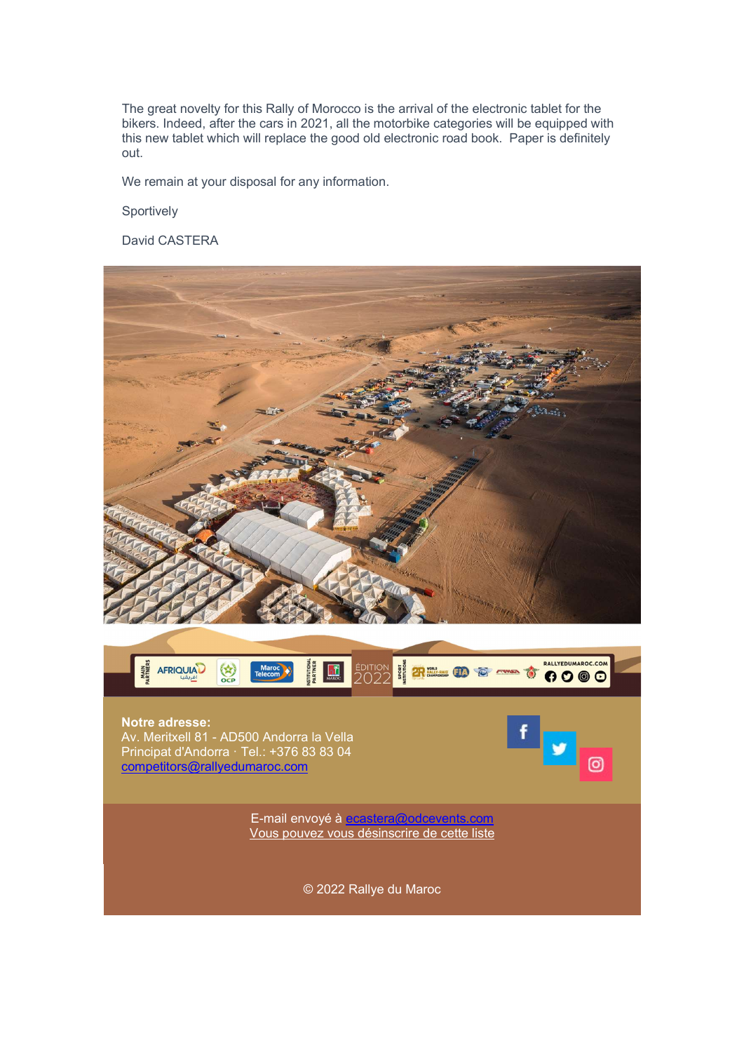The great novelty for this Rally of Morocco is the arrival of the electronic tablet for the bikers. Indeed, after the cars in 2021, all the motorbike categories will be equipped with this new tablet which will replace the good old electronic road book.  Paper is definitely out.

We remain at your disposal for any information.

Sportively

David CASTERA

**Notre adresse:**
Av. Meritxell 81 - AD500 Andorra la Vella
Principat d'Andorra · Tel.: +376 83 83 04
competitors@rallyedumaroc.com

E-mail envoyé à ecastera@odcevents.com
Vous pouvez vous désinscrire de cette liste

© 2022 Rallye du Maroc